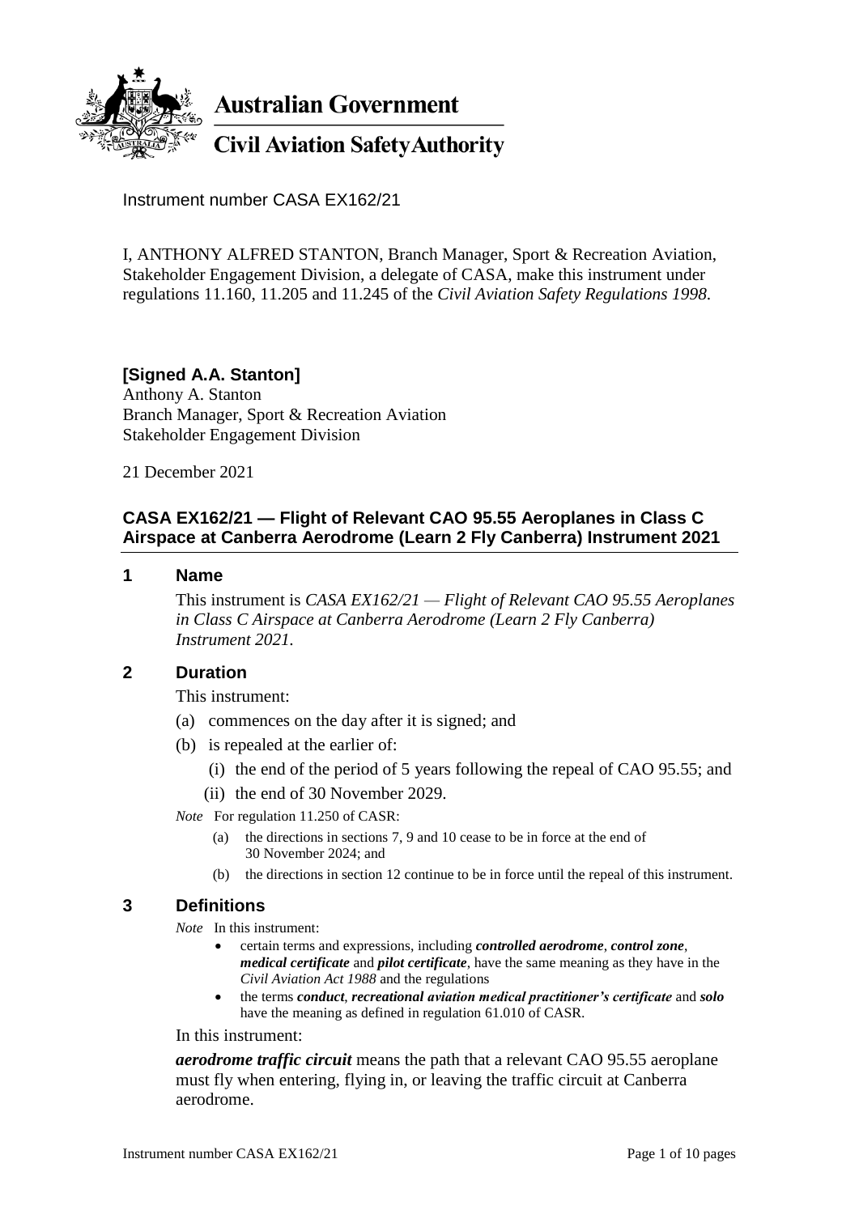**Australian Government**

**Civil Aviation Safety Authority**

Instrument number CASA EX162/21

I, ANTHONY ALFRED STANTON, Branch Manager, Sport & Recreation Aviation, Stakeholder Engagement Division, a delegate of CASA, make this instrument under regulations 11.160, 11.205 and 11.245 of the *Civil Aviation Safety Regulations 1998*.

**[Signed A.A. Stanton]**
Anthony A. Stanton
Branch Manager, Sport & Recreation Aviation
Stakeholder Engagement Division

21 December 2021

## CASA EX162/21 — Flight of Relevant CAO 95.55 Aeroplanes in Class C Airspace at Canberra Aerodrome (Learn 2 Fly Canberra) Instrument 2021

### 1 Name

This instrument is *CASA EX162/21 — Flight of Relevant CAO 95.55 Aeroplanes in Class C Airspace at Canberra Aerodrome (Learn 2 Fly Canberra) Instrument 2021*.

### 2 Duration

This instrument:

(a) commences on the day after it is signed; and

(b) is repealed at the earlier of:

(i) the end of the period of 5 years following the repeal of CAO 95.55; and

(ii) the end of 30 November 2029.

*Note* For regulation 11.250 of CASR:

(a) the directions in sections 7, 9 and 10 cease to be in force at the end of 30 November 2024; and

(b) the directions in section 12 continue to be in force until the repeal of this instrument.

### 3 Definitions

*Note* In this instrument:

- certain terms and expressions, including ***controlled aerodrome***, ***control zone***, ***medical certificate*** and ***pilot certificate***, have the same meaning as they have in the *Civil Aviation Act 1988* and the regulations
- the terms ***conduct***, ***recreational aviation medical practitioner's certificate*** and ***solo*** have the meaning as defined in regulation 61.010 of CASR.

In this instrument:

***aerodrome traffic circuit*** means the path that a relevant CAO 95.55 aeroplane must fly when entering, flying in, or leaving the traffic circuit at Canberra aerodrome.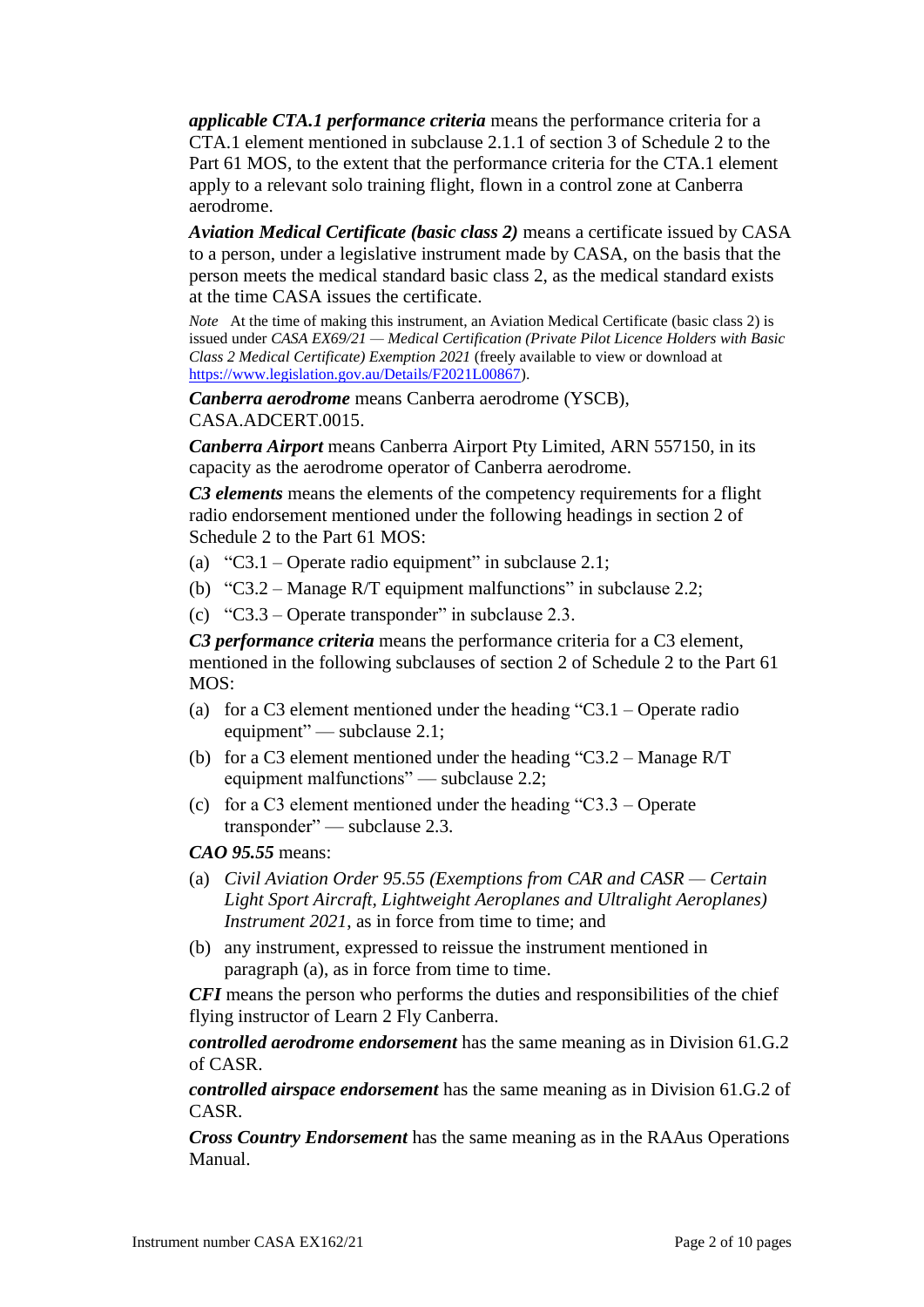***applicable CTA.1 performance criteria*** means the performance criteria for a CTA.1 element mentioned in subclause 2.1.1 of section 3 of Schedule 2 to the Part 61 MOS, to the extent that the performance criteria for the CTA.1 element apply to a relevant solo training flight, flown in a control zone at Canberra aerodrome.

***Aviation Medical Certificate (basic class 2)*** means a certificate issued by CASA to a person, under a legislative instrument made by CASA, on the basis that the person meets the medical standard basic class 2, as the medical standard exists at the time CASA issues the certificate.

*Note* At the time of making this instrument, an Aviation Medical Certificate (basic class 2) is issued under *CASA EX69/21 — Medical Certification (Private Pilot Licence Holders with Basic Class 2 Medical Certificate) Exemption 2021* (freely available to view or download at https://www.legislation.gov.au/Details/F2021L00867).

***Canberra aerodrome*** means Canberra aerodrome (YSCB), CASA.ADCERT.0015.

***Canberra Airport*** means Canberra Airport Pty Limited, ARN 557150, in its capacity as the aerodrome operator of Canberra aerodrome.

***C3 elements*** means the elements of the competency requirements for a flight radio endorsement mentioned under the following headings in section 2 of Schedule 2 to the Part 61 MOS:

(a) "C3.1 – Operate radio equipment" in subclause 2.1;

(b) "C3.2 – Manage R/T equipment malfunctions" in subclause 2.2;

(c) "C3.3 – Operate transponder" in subclause 2.3.

***C3 performance criteria*** means the performance criteria for a C3 element, mentioned in the following subclauses of section 2 of Schedule 2 to the Part 61 MOS:

(a) for a C3 element mentioned under the heading "C3.1 – Operate radio equipment" — subclause 2.1;

(b) for a C3 element mentioned under the heading "C3.2 – Manage R/T equipment malfunctions" — subclause 2.2;

(c) for a C3 element mentioned under the heading "C3.3 – Operate transponder" — subclause 2.3.

***CAO 95.55*** means:

(a) *Civil Aviation Order 95.55 (Exemptions from CAR and CASR — Certain Light Sport Aircraft, Lightweight Aeroplanes and Ultralight Aeroplanes) Instrument 2021*, as in force from time to time; and

(b) any instrument, expressed to reissue the instrument mentioned in paragraph (a), as in force from time to time.

***CFI*** means the person who performs the duties and responsibilities of the chief flying instructor of Learn 2 Fly Canberra.

***controlled aerodrome endorsement*** has the same meaning as in Division 61.G.2 of CASR.

***controlled airspace endorsement*** has the same meaning as in Division 61.G.2 of CASR.

***Cross Country Endorsement*** has the same meaning as in the RAAus Operations Manual.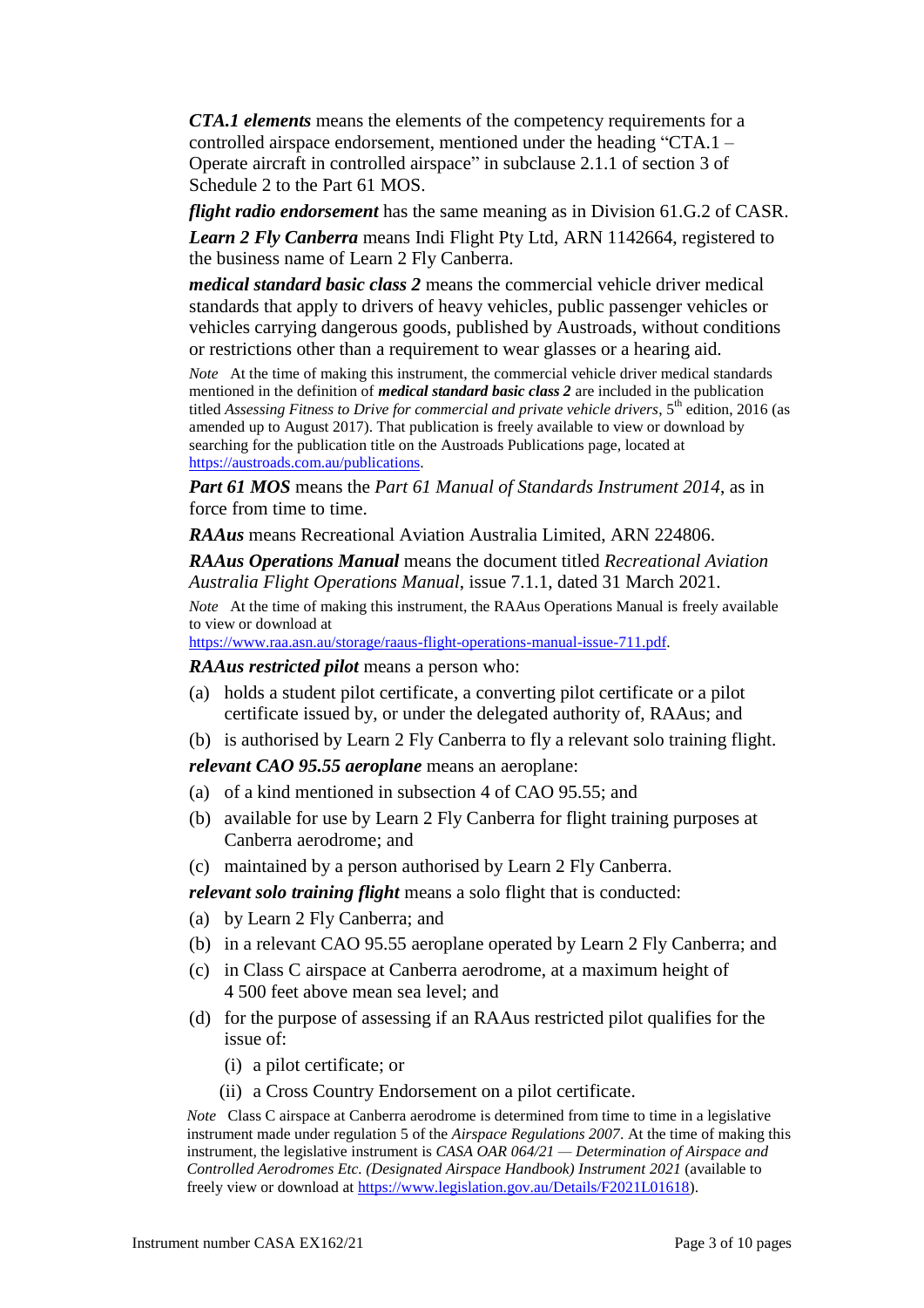***CTA.1 elements*** means the elements of the competency requirements for a controlled airspace endorsement, mentioned under the heading "CTA.1 – Operate aircraft in controlled airspace" in subclause 2.1.1 of section 3 of Schedule 2 to the Part 61 MOS.

***flight radio endorsement*** has the same meaning as in Division 61.G.2 of CASR.

***Learn 2 Fly Canberra*** means Indi Flight Pty Ltd, ARN 1142664, registered to the business name of Learn 2 Fly Canberra.

***medical standard basic class 2*** means the commercial vehicle driver medical standards that apply to drivers of heavy vehicles, public passenger vehicles or vehicles carrying dangerous goods, published by Austroads, without conditions or restrictions other than a requirement to wear glasses or a hearing aid.

*Note* At the time of making this instrument, the commercial vehicle driver medical standards mentioned in the definition of ***medical standard basic class 2*** are included in the publication titled *Assessing Fitness to Drive for commercial and private vehicle drivers*, 5th edition, 2016 (as amended up to August 2017). That publication is freely available to view or download by searching for the publication title on the Austroads Publications page, located at https://austroads.com.au/publications.

***Part 61 MOS*** means the *Part 61 Manual of Standards Instrument 2014*, as in force from time to time.

***RAAus*** means Recreational Aviation Australia Limited, ARN 224806.

***RAAus Operations Manual*** means the document titled *Recreational Aviation Australia Flight Operations Manual*, issue 7.1.1, dated 31 March 2021.

*Note* At the time of making this instrument, the RAAus Operations Manual is freely available to view or download at https://www.raa.asn.au/storage/raaus-flight-operations-manual-issue-711.pdf.

***RAAus restricted pilot*** means a person who:

(a) holds a student pilot certificate, a converting pilot certificate or a pilot certificate issued by, or under the delegated authority of, RAAus; and

(b) is authorised by Learn 2 Fly Canberra to fly a relevant solo training flight.

***relevant CAO 95.55 aeroplane*** means an aeroplane:

(a) of a kind mentioned in subsection 4 of CAO 95.55; and

(b) available for use by Learn 2 Fly Canberra for flight training purposes at Canberra aerodrome; and

(c) maintained by a person authorised by Learn 2 Fly Canberra.

***relevant solo training flight*** means a solo flight that is conducted:

(a) by Learn 2 Fly Canberra; and

(b) in a relevant CAO 95.55 aeroplane operated by Learn 2 Fly Canberra; and

(c) in Class C airspace at Canberra aerodrome, at a maximum height of 4 500 feet above mean sea level; and

(d) for the purpose of assessing if an RAAus restricted pilot qualifies for the issue of:

  (i) a pilot certificate; or

  (ii) a Cross Country Endorsement on a pilot certificate.

*Note* Class C airspace at Canberra aerodrome is determined from time to time in a legislative instrument made under regulation 5 of the *Airspace Regulations 2007*. At the time of making this instrument, the legislative instrument is *CASA OAR 064/21 — Determination of Airspace and Controlled Aerodromes Etc. (Designated Airspace Handbook) Instrument 2021* (available to freely view or download at https://www.legislation.gov.au/Details/F2021L01618).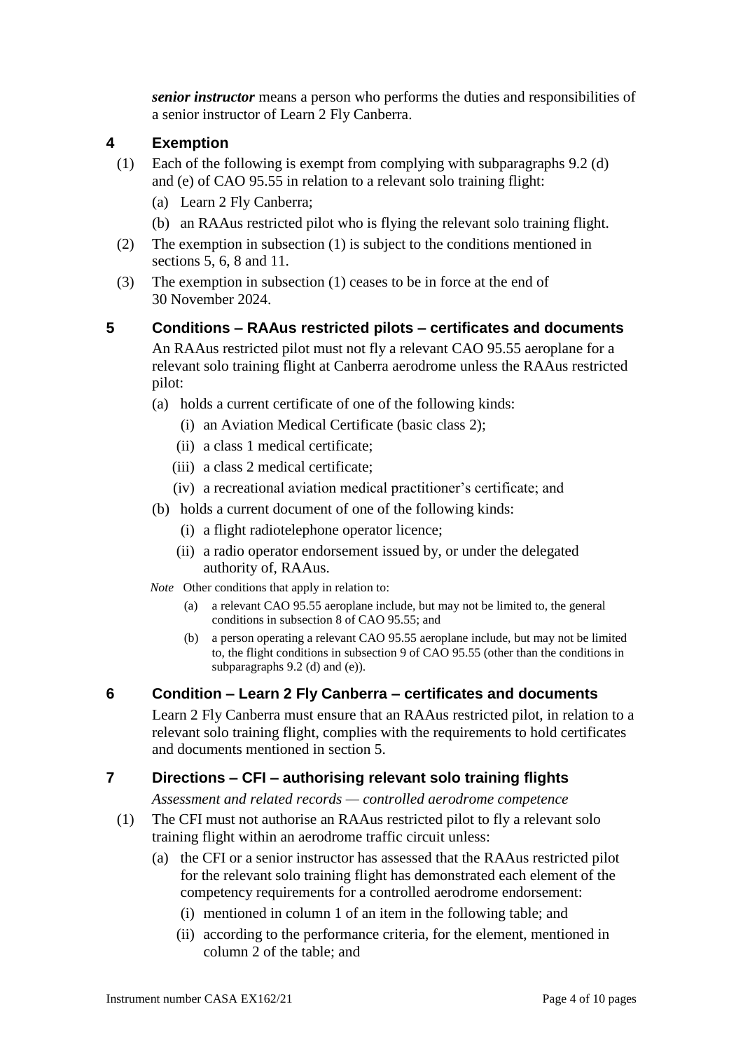***senior instructor*** means a person who performs the duties and responsibilities of a senior instructor of Learn 2 Fly Canberra.

## 4 Exemption

(1) Each of the following is exempt from complying with subparagraphs 9.2 (d) and (e) of CAO 95.55 in relation to a relevant solo training flight:

(a) Learn 2 Fly Canberra;

(b) an RAAus restricted pilot who is flying the relevant solo training flight.

(2) The exemption in subsection (1) is subject to the conditions mentioned in sections 5, 6, 8 and 11.

(3) The exemption in subsection (1) ceases to be in force at the end of 30 November 2024.

## 5 Conditions – RAAus restricted pilots – certificates and documents

An RAAus restricted pilot must not fly a relevant CAO 95.55 aeroplane for a relevant solo training flight at Canberra aerodrome unless the RAAus restricted pilot:

(a) holds a current certificate of one of the following kinds:

(i) an Aviation Medical Certificate (basic class 2);

(ii) a class 1 medical certificate;

(iii) a class 2 medical certificate;

(iv) a recreational aviation medical practitioner's certificate; and

(b) holds a current document of one of the following kinds:

(i) a flight radiotelephone operator licence;

(ii) a radio operator endorsement issued by, or under the delegated authority of, RAAus.

*Note* Other conditions that apply in relation to:

(a) a relevant CAO 95.55 aeroplane include, but may not be limited to, the general conditions in subsection 8 of CAO 95.55; and

(b) a person operating a relevant CAO 95.55 aeroplane include, but may not be limited to, the flight conditions in subsection 9 of CAO 95.55 (other than the conditions in subparagraphs 9.2 (d) and (e)).

## 6 Condition – Learn 2 Fly Canberra – certificates and documents

Learn 2 Fly Canberra must ensure that an RAAus restricted pilot, in relation to a relevant solo training flight, complies with the requirements to hold certificates and documents mentioned in section 5.

## 7 Directions – CFI – authorising relevant solo training flights

*Assessment and related records — controlled aerodrome competence*

(1) The CFI must not authorise an RAAus restricted pilot to fly a relevant solo training flight within an aerodrome traffic circuit unless:

(a) the CFI or a senior instructor has assessed that the RAAus restricted pilot for the relevant solo training flight has demonstrated each element of the competency requirements for a controlled aerodrome endorsement:

(i) mentioned in column 1 of an item in the following table; and

(ii) according to the performance criteria, for the element, mentioned in column 2 of the table; and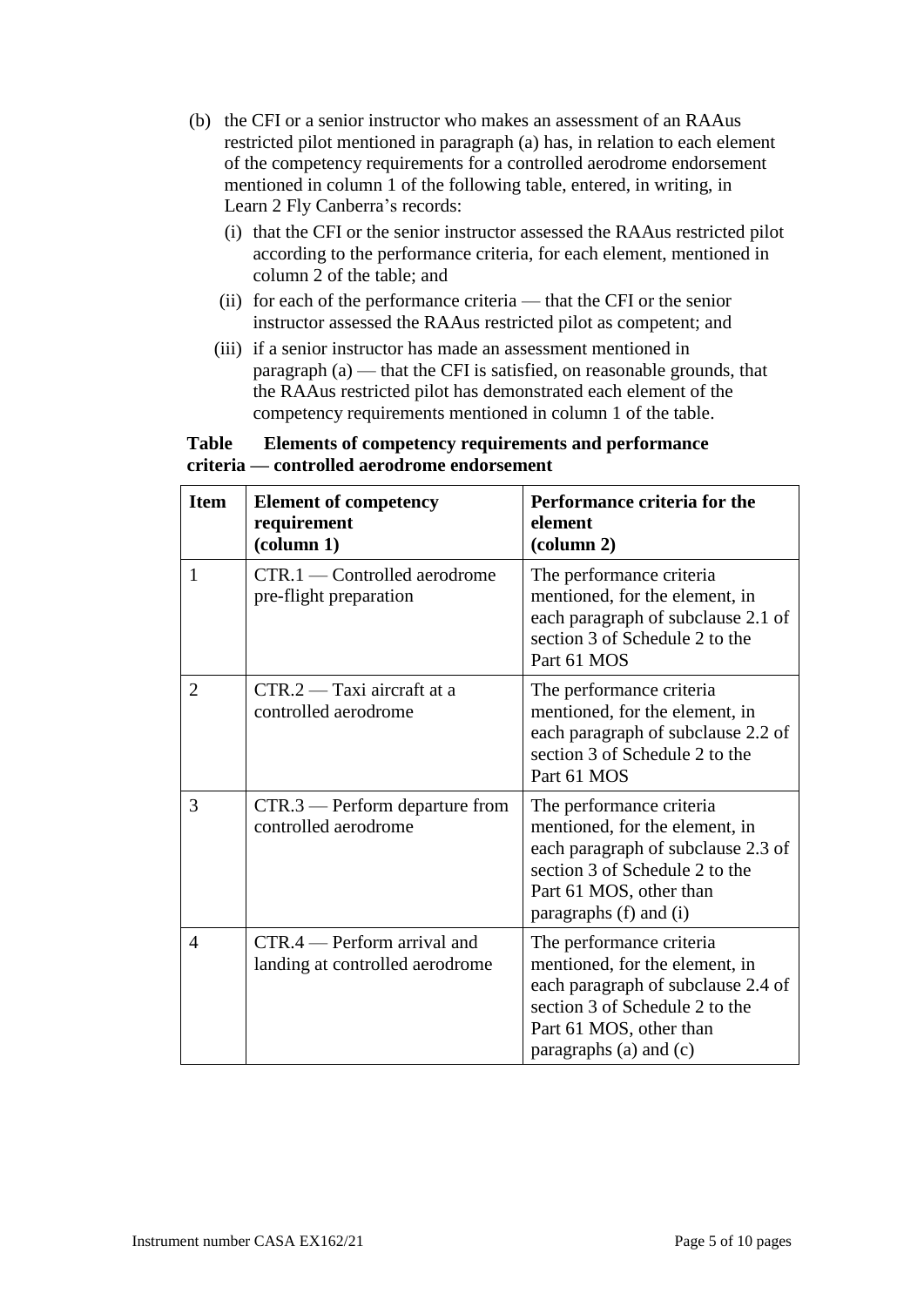(b) the CFI or a senior instructor who makes an assessment of an RAAus restricted pilot mentioned in paragraph (a) has, in relation to each element of the competency requirements for a controlled aerodrome endorsement mentioned in column 1 of the following table, entered, in writing, in Learn 2 Fly Canberra's records:

  (i) that the CFI or the senior instructor assessed the RAAus restricted pilot according to the performance criteria, for each element, mentioned in column 2 of the table; and

  (ii) for each of the performance criteria — that the CFI or the senior instructor assessed the RAAus restricted pilot as competent; and

  (iii) if a senior instructor has made an assessment mentioned in paragraph (a) — that the CFI is satisfied, on reasonable grounds, that the RAAus restricted pilot has demonstrated each element of the competency requirements mentioned in column 1 of the table.

**Table  Elements of competency requirements and performance criteria — controlled aerodrome endorsement**

| **Item** | **Element of competency requirement (column 1)** | **Performance criteria for the element (column 2)** |
|---|---|---|
| 1 | CTR.1 — Controlled aerodrome pre-flight preparation | The performance criteria mentioned, for the element, in each paragraph of subclause 2.1 of section 3 of Schedule 2 to the Part 61 MOS |
| 2 | CTR.2 — Taxi aircraft at a controlled aerodrome | The performance criteria mentioned, for the element, in each paragraph of subclause 2.2 of section 3 of Schedule 2 to the Part 61 MOS |
| 3 | CTR.3 — Perform departure from controlled aerodrome | The performance criteria mentioned, for the element, in each paragraph of subclause 2.3 of section 3 of Schedule 2 to the Part 61 MOS, other than paragraphs (f) and (i) |
| 4 | CTR.4 — Perform arrival and landing at controlled aerodrome | The performance criteria mentioned, for the element, in each paragraph of subclause 2.4 of section 3 of Schedule 2 to the Part 61 MOS, other than paragraphs (a) and (c) |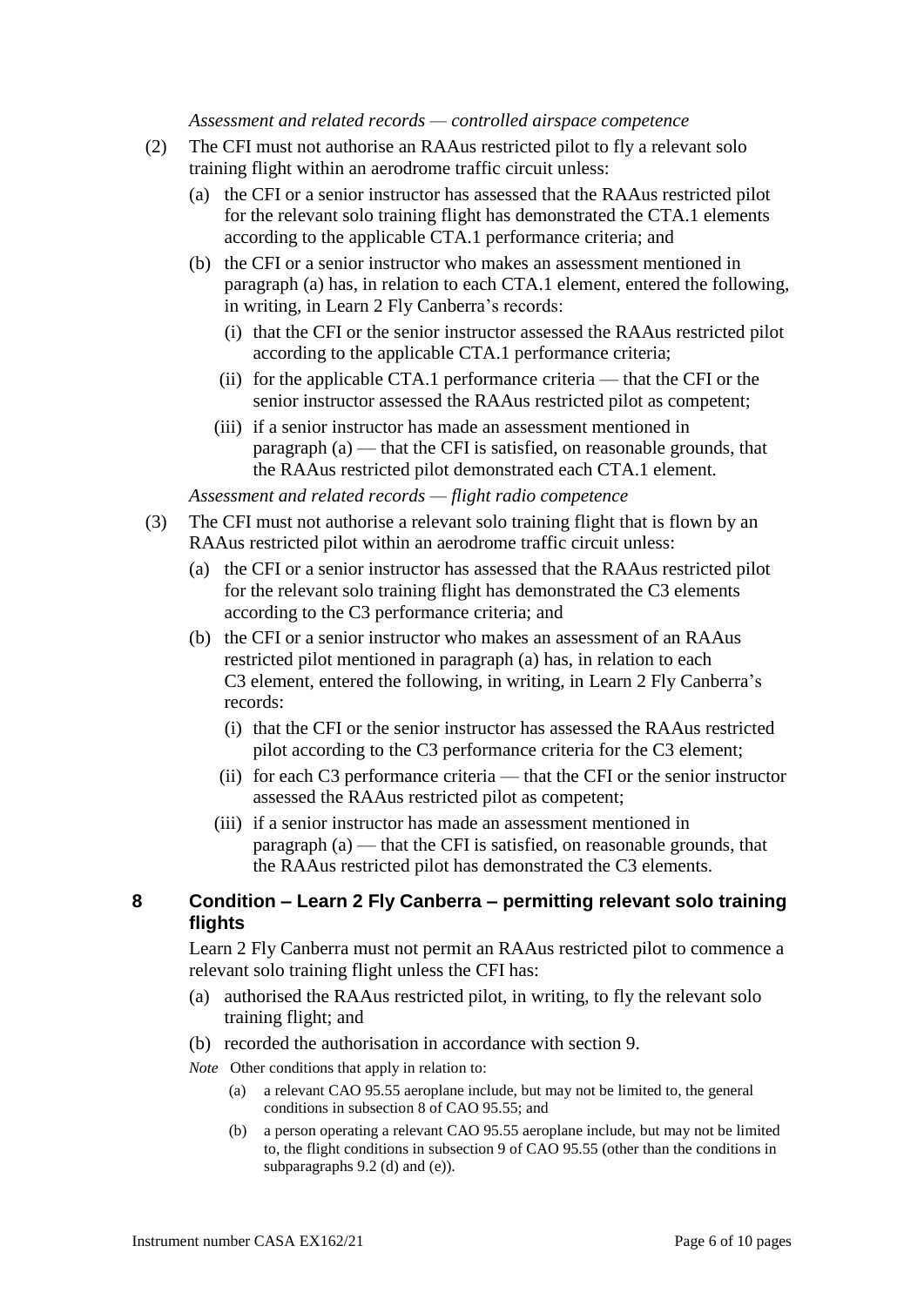*Assessment and related records — controlled airspace competence*

(2) The CFI must not authorise an RAAus restricted pilot to fly a relevant solo training flight within an aerodrome traffic circuit unless:

(a) the CFI or a senior instructor has assessed that the RAAus restricted pilot for the relevant solo training flight has demonstrated the CTA.1 elements according to the applicable CTA.1 performance criteria; and

(b) the CFI or a senior instructor who makes an assessment mentioned in paragraph (a) has, in relation to each CTA.1 element, entered the following, in writing, in Learn 2 Fly Canberra's records:

(i) that the CFI or the senior instructor assessed the RAAus restricted pilot according to the applicable CTA.1 performance criteria;

(ii) for the applicable CTA.1 performance criteria — that the CFI or the senior instructor assessed the RAAus restricted pilot as competent;

(iii) if a senior instructor has made an assessment mentioned in paragraph (a) — that the CFI is satisfied, on reasonable grounds, that the RAAus restricted pilot demonstrated each CTA.1 element.

*Assessment and related records — flight radio competence*

(3) The CFI must not authorise a relevant solo training flight that is flown by an RAAus restricted pilot within an aerodrome traffic circuit unless:

(a) the CFI or a senior instructor has assessed that the RAAus restricted pilot for the relevant solo training flight has demonstrated the C3 elements according to the C3 performance criteria; and

(b) the CFI or a senior instructor who makes an assessment of an RAAus restricted pilot mentioned in paragraph (a) has, in relation to each C3 element, entered the following, in writing, in Learn 2 Fly Canberra's records:

(i) that the CFI or the senior instructor has assessed the RAAus restricted pilot according to the C3 performance criteria for the C3 element;

(ii) for each C3 performance criteria — that the CFI or the senior instructor assessed the RAAus restricted pilot as competent;

(iii) if a senior instructor has made an assessment mentioned in paragraph (a) — that the CFI is satisfied, on reasonable grounds, that the RAAus restricted pilot has demonstrated the C3 elements.

## 8 Condition – Learn 2 Fly Canberra – permitting relevant solo training flights

Learn 2 Fly Canberra must not permit an RAAus restricted pilot to commence a relevant solo training flight unless the CFI has:

(a) authorised the RAAus restricted pilot, in writing, to fly the relevant solo training flight; and

(b) recorded the authorisation in accordance with section 9.

*Note* Other conditions that apply in relation to:

(a) a relevant CAO 95.55 aeroplane include, but may not be limited to, the general conditions in subsection 8 of CAO 95.55; and

(b) a person operating a relevant CAO 95.55 aeroplane include, but may not be limited to, the flight conditions in subsection 9 of CAO 95.55 (other than the conditions in subparagraphs 9.2 (d) and (e)).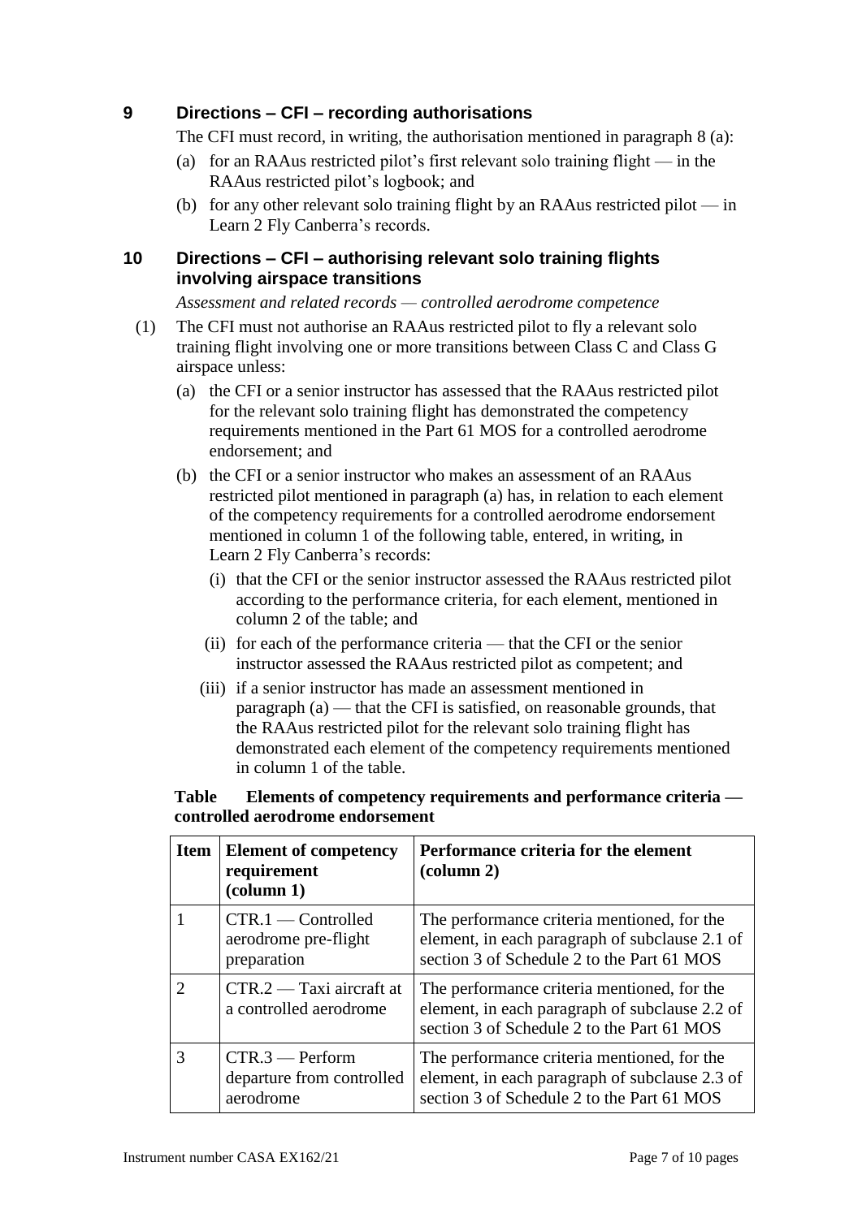## 9 Directions – CFI – recording authorisations

The CFI must record, in writing, the authorisation mentioned in paragraph 8 (a):

(a) for an RAAus restricted pilot's first relevant solo training flight — in the RAAus restricted pilot's logbook; and

(b) for any other relevant solo training flight by an RAAus restricted pilot — in Learn 2 Fly Canberra's records.

## 10 Directions – CFI – authorising relevant solo training flights involving airspace transitions

*Assessment and related records — controlled aerodrome competence*

(1) The CFI must not authorise an RAAus restricted pilot to fly a relevant solo training flight involving one or more transitions between Class C and Class G airspace unless:

(a) the CFI or a senior instructor has assessed that the RAAus restricted pilot for the relevant solo training flight has demonstrated the competency requirements mentioned in the Part 61 MOS for a controlled aerodrome endorsement; and

(b) the CFI or a senior instructor who makes an assessment of an RAAus restricted pilot mentioned in paragraph (a) has, in relation to each element of the competency requirements for a controlled aerodrome endorsement mentioned in column 1 of the following table, entered, in writing, in Learn 2 Fly Canberra's records:

(i) that the CFI or the senior instructor assessed the RAAus restricted pilot according to the performance criteria, for each element, mentioned in column 2 of the table; and

(ii) for each of the performance criteria — that the CFI or the senior instructor assessed the RAAus restricted pilot as competent; and

(iii) if a senior instructor has made an assessment mentioned in paragraph (a) — that the CFI is satisfied, on reasonable grounds, that the RAAus restricted pilot for the relevant solo training flight has demonstrated each element of the competency requirements mentioned in column 1 of the table.

**Table Elements of competency requirements and performance criteria — controlled aerodrome endorsement**

| Item | Element of competency requirement (column 1) | Performance criteria for the element (column 2) |
|---|---|---|
| 1 | CTR.1 — Controlled aerodrome pre-flight preparation | The performance criteria mentioned, for the element, in each paragraph of subclause 2.1 of section 3 of Schedule 2 to the Part 61 MOS |
| 2 | CTR.2 — Taxi aircraft at a controlled aerodrome | The performance criteria mentioned, for the element, in each paragraph of subclause 2.2 of section 3 of Schedule 2 to the Part 61 MOS |
| 3 | CTR.3 — Perform departure from controlled aerodrome | The performance criteria mentioned, for the element, in each paragraph of subclause 2.3 of section 3 of Schedule 2 to the Part 61 MOS |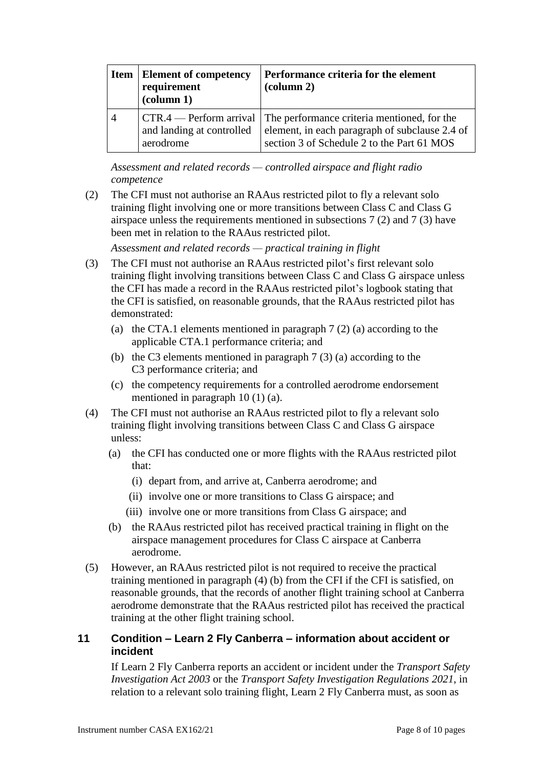| Item | Element of competency requirement (column 1) | Performance criteria for the element (column 2) |
|---|---|---|
| 4 | CTR.4 — Perform arrival and landing at controlled aerodrome | The performance criteria mentioned, for the element, in each paragraph of subclause 2.4 of section 3 of Schedule 2 to the Part 61 MOS |

*Assessment and related records — controlled airspace and flight radio competence*

(2) The CFI must not authorise an RAAus restricted pilot to fly a relevant solo training flight involving one or more transitions between Class C and Class G airspace unless the requirements mentioned in subsections 7 (2) and 7 (3) have been met in relation to the RAAus restricted pilot.

*Assessment and related records — practical training in flight*

(3) The CFI must not authorise an RAAus restricted pilot's first relevant solo training flight involving transitions between Class C and Class G airspace unless the CFI has made a record in the RAAus restricted pilot's logbook stating that the CFI is satisfied, on reasonable grounds, that the RAAus restricted pilot has demonstrated:

(a) the CTA.1 elements mentioned in paragraph 7 (2) (a) according to the applicable CTA.1 performance criteria; and

(b) the C3 elements mentioned in paragraph 7 (3) (a) according to the C3 performance criteria; and

(c) the competency requirements for a controlled aerodrome endorsement mentioned in paragraph 10 (1) (a).

(4) The CFI must not authorise an RAAus restricted pilot to fly a relevant solo training flight involving transitions between Class C and Class G airspace unless:

(a) the CFI has conducted one or more flights with the RAAus restricted pilot that:

(i) depart from, and arrive at, Canberra aerodrome; and

(ii) involve one or more transitions to Class G airspace; and

(iii) involve one or more transitions from Class G airspace; and

(b) the RAAus restricted pilot has received practical training in flight on the airspace management procedures for Class C airspace at Canberra aerodrome.

(5) However, an RAAus restricted pilot is not required to receive the practical training mentioned in paragraph (4) (b) from the CFI if the CFI is satisfied, on reasonable grounds, that the records of another flight training school at Canberra aerodrome demonstrate that the RAAus restricted pilot has received the practical training at the other flight training school.

## 11 Condition – Learn 2 Fly Canberra – information about accident or incident

If Learn 2 Fly Canberra reports an accident or incident under the *Transport Safety Investigation Act 2003* or the *Transport Safety Investigation Regulations 2021*, in relation to a relevant solo training flight, Learn 2 Fly Canberra must, as soon as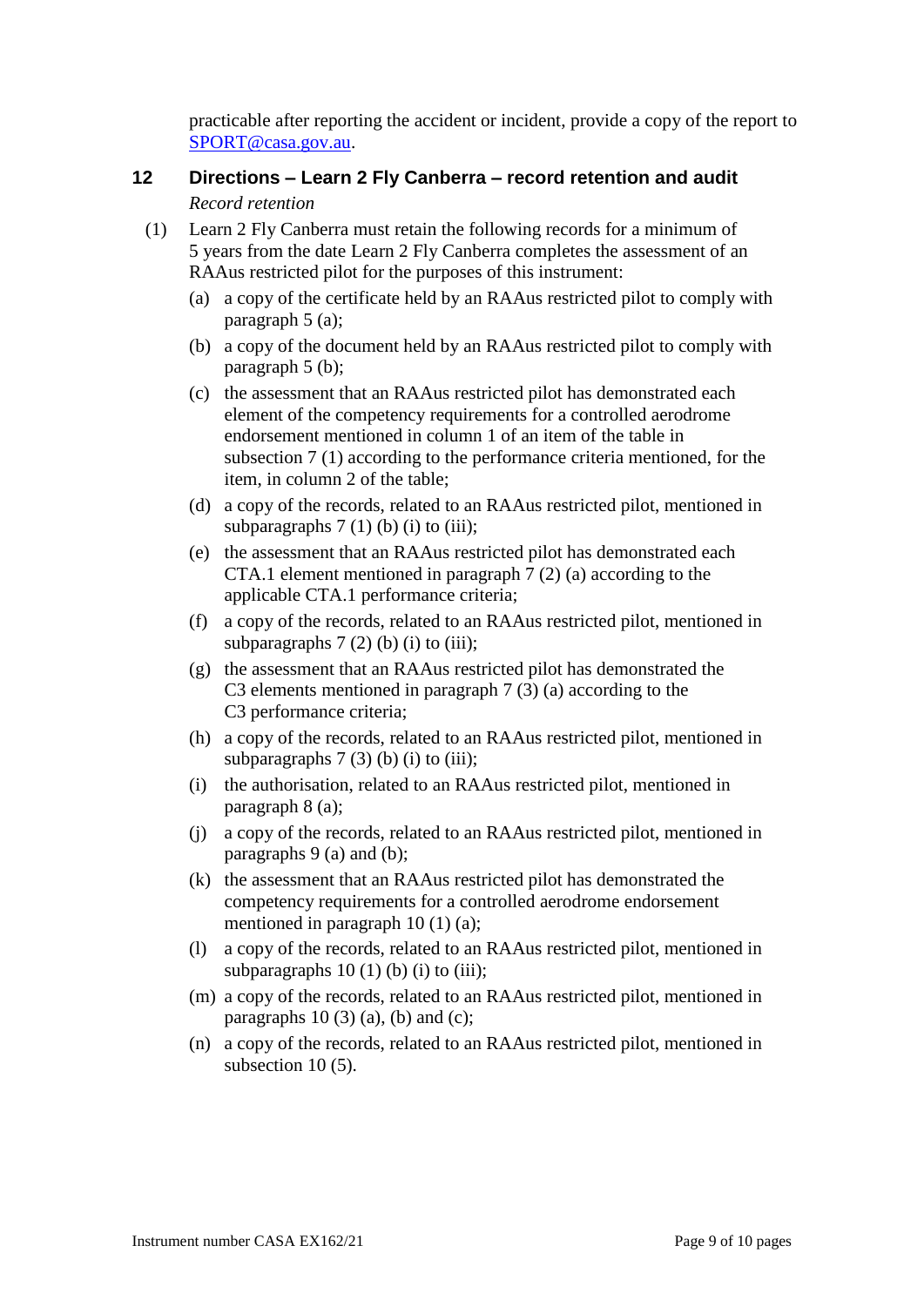practicable after reporting the accident or incident, provide a copy of the report to SPORT@casa.gov.au.

## 12 Directions – Learn 2 Fly Canberra – record retention and audit

*Record retention*

(1) Learn 2 Fly Canberra must retain the following records for a minimum of 5 years from the date Learn 2 Fly Canberra completes the assessment of an RAAus restricted pilot for the purposes of this instrument:

(a) a copy of the certificate held by an RAAus restricted pilot to comply with paragraph 5 (a);

(b) a copy of the document held by an RAAus restricted pilot to comply with paragraph 5 (b);

(c) the assessment that an RAAus restricted pilot has demonstrated each element of the competency requirements for a controlled aerodrome endorsement mentioned in column 1 of an item of the table in subsection 7 (1) according to the performance criteria mentioned, for the item, in column 2 of the table;

(d) a copy of the records, related to an RAAus restricted pilot, mentioned in subparagraphs 7 (1) (b) (i) to (iii);

(e) the assessment that an RAAus restricted pilot has demonstrated each CTA.1 element mentioned in paragraph 7 (2) (a) according to the applicable CTA.1 performance criteria;

(f) a copy of the records, related to an RAAus restricted pilot, mentioned in subparagraphs 7 (2) (b) (i) to (iii);

(g) the assessment that an RAAus restricted pilot has demonstrated the C3 elements mentioned in paragraph 7 (3) (a) according to the C3 performance criteria;

(h) a copy of the records, related to an RAAus restricted pilot, mentioned in subparagraphs 7 (3) (b) (i) to (iii);

(i) the authorisation, related to an RAAus restricted pilot, mentioned in paragraph 8 (a);

(j) a copy of the records, related to an RAAus restricted pilot, mentioned in paragraphs 9 (a) and (b);

(k) the assessment that an RAAus restricted pilot has demonstrated the competency requirements for a controlled aerodrome endorsement mentioned in paragraph 10 (1) (a);

(l) a copy of the records, related to an RAAus restricted pilot, mentioned in subparagraphs 10 (1) (b) (i) to (iii);

(m) a copy of the records, related to an RAAus restricted pilot, mentioned in paragraphs 10 (3) (a), (b) and (c);

(n) a copy of the records, related to an RAAus restricted pilot, mentioned in subsection 10 (5).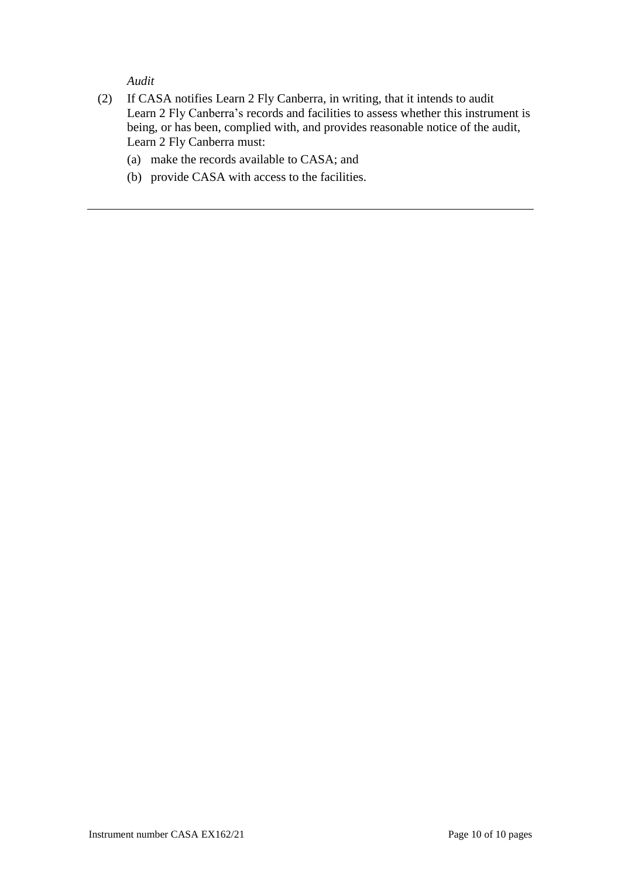*Audit*

(2) If CASA notifies Learn 2 Fly Canberra, in writing, that it intends to audit Learn 2 Fly Canberra's records and facilities to assess whether this instrument is being, or has been, complied with, and provides reasonable notice of the audit, Learn 2 Fly Canberra must:

(a) make the records available to CASA; and

(b) provide CASA with access to the facilities.

---